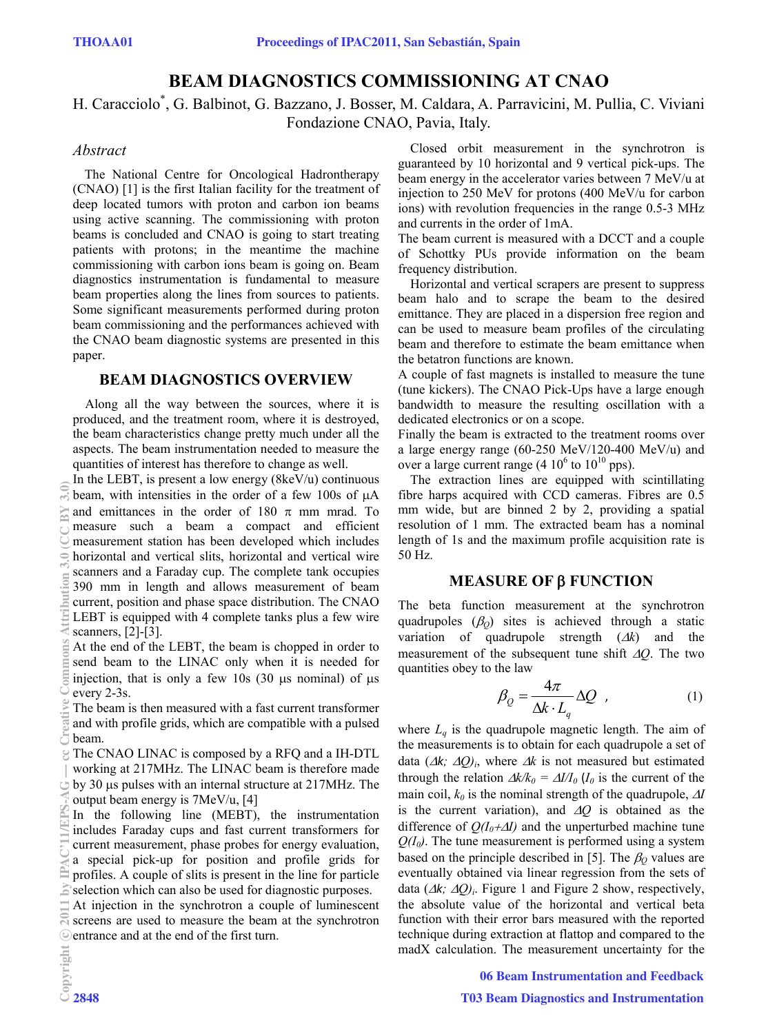# BEAM DIAGNOSTICS COMMISSIONING AT CNAO

H. Caracciolo*, G. Balbinot, G. Bazzano, J. Bosser, M. Caldara, A. Parravicini, M. Pullia, C. Viviani
Fondazione CNAO, Pavia, Italy.

## *Abstract*

The National Centre for Oncological Hadrontherapy (CNAO) [1] is the first Italian facility for the treatment of deep located tumors with proton and carbon ion beams using active scanning. The commissioning with proton beams is concluded and CNAO is going to start treating patients with protons; in the meantime the machine commissioning with carbon ions beam is going on. Beam diagnostics instrumentation is fundamental to measure beam properties along the lines from sources to patients. Some significant measurements performed during proton beam commissioning and the performances achieved with the CNAO beam diagnostic systems are presented in this paper.

## BEAM DIAGNOSTICS OVERVIEW

Along all the way between the sources, where it is produced, and the treatment room, where it is destroyed, the beam characteristics change pretty much under all the aspects. The beam instrumentation needed to measure the quantities of interest has therefore to change as well.

In the LEBT, is present a low energy (8keV/u) continuous beam, with intensities in the order of a few 100s of μA and emittances in the order of 180 π mm mrad. To measure such a beam a compact and efficient measurement station has been developed which includes horizontal and vertical slits, horizontal and vertical wire scanners and a Faraday cup. The complete tank occupies 390 mm in length and allows measurement of beam current, position and phase space distribution. The CNAO LEBT is equipped with 4 complete tanks plus a few wire scanners, [2]-[3].

At the end of the LEBT, the beam is chopped in order to send beam to the LINAC only when it is needed for injection, that is only a few 10s (30 μs nominal) of μs every 2-3s.

The beam is then measured with a fast current transformer and with profile grids, which are compatible with a pulsed beam.

The CNAO LINAC is composed by a RFQ and a IH-DTL working at 217MHz. The LINAC beam is therefore made by 30 μs pulses with an internal structure at 217MHz. The output beam energy is 7MeV/u, [4]

In the following line (MEBT), the instrumentation includes Faraday cups and fast current transformers for current measurement, phase probes for energy evaluation, a special pick-up for position and profile grids for profiles. A couple of slits is present in the line for particle selection which can also be used for diagnostic purposes.

At injection in the synchrotron a couple of luminescent screens are used to measure the beam at the synchrotron entrance and at the end of the first turn.

Closed orbit measurement in the synchrotron is guaranteed by 10 horizontal and 9 vertical pick-ups. The beam energy in the accelerator varies between 7 MeV/u at injection to 250 MeV for protons (400 MeV/u for carbon ions) with revolution frequencies in the range 0.5-3 MHz and currents in the order of 1mA.

The beam current is measured with a DCCT and a couple of Schottky PUs provide information on the beam frequency distribution.

Horizontal and vertical scrapers are present to suppress beam halo and to scrape the beam to the desired emittance. They are placed in a dispersion free region and can be used to measure beam profiles of the circulating beam and therefore to estimate the beam emittance when the betatron functions are known.

A couple of fast magnets is installed to measure the tune (tune kickers). The CNAO Pick-Ups have a large enough bandwidth to measure the resulting oscillation with a dedicated electronics or on a scope.

Finally the beam is extracted to the treatment rooms over a large energy range (60-250 MeV/120-400 MeV/u) and over a large current range ($4\ 10^6$ to $10^{10}$ pps).

The extraction lines are equipped with scintillating fibre harps acquired with CCD cameras. Fibres are 0.5 mm wide, but are binned 2 by 2, providing a spatial resolution of 1 mm. The extracted beam has a nominal length of 1s and the maximum profile acquisition rate is 50 Hz.

## MEASURE OF β FUNCTION

The beta function measurement at the synchrotron quadrupoles ($\beta_Q$) sites is achieved through a static variation of quadrupole strength ($\Delta k$) and the measurement of the subsequent tune shift $\Delta Q$. The two quantities obey to the law

$$\beta_Q = \frac{4\pi}{\Delta k \cdot L_q} \Delta Q \quad , \tag{1}$$

where $L_q$ is the quadrupole magnetic length. The aim of the measurements is to obtain for each quadrupole a set of data $(\Delta k;\ \Delta Q)_i$, where $\Delta k$ is not measured but estimated through the relation $\Delta k/k_0 = \Delta I/I_0$ ($I_0$ is the current of the main coil, $k_0$ is the nominal strength of the quadrupole, $\Delta I$ is the current variation), and $\Delta Q$ is obtained as the difference of $Q(I_0+\Delta I)$ and the unperturbed machine tune $Q(I_0)$. The tune measurement is performed using a system based on the principle described in [5]. The $\beta_Q$ values are eventually obtained via linear regression from the sets of data $(\Delta k;\ \Delta Q)_i$. Figure 1 and Figure 2 show, respectively, the absolute value of the horizontal and vertical beta function with their error bars measured with the reported technique during extraction at flattop and compared to the madX calculation. The measurement uncertainty for the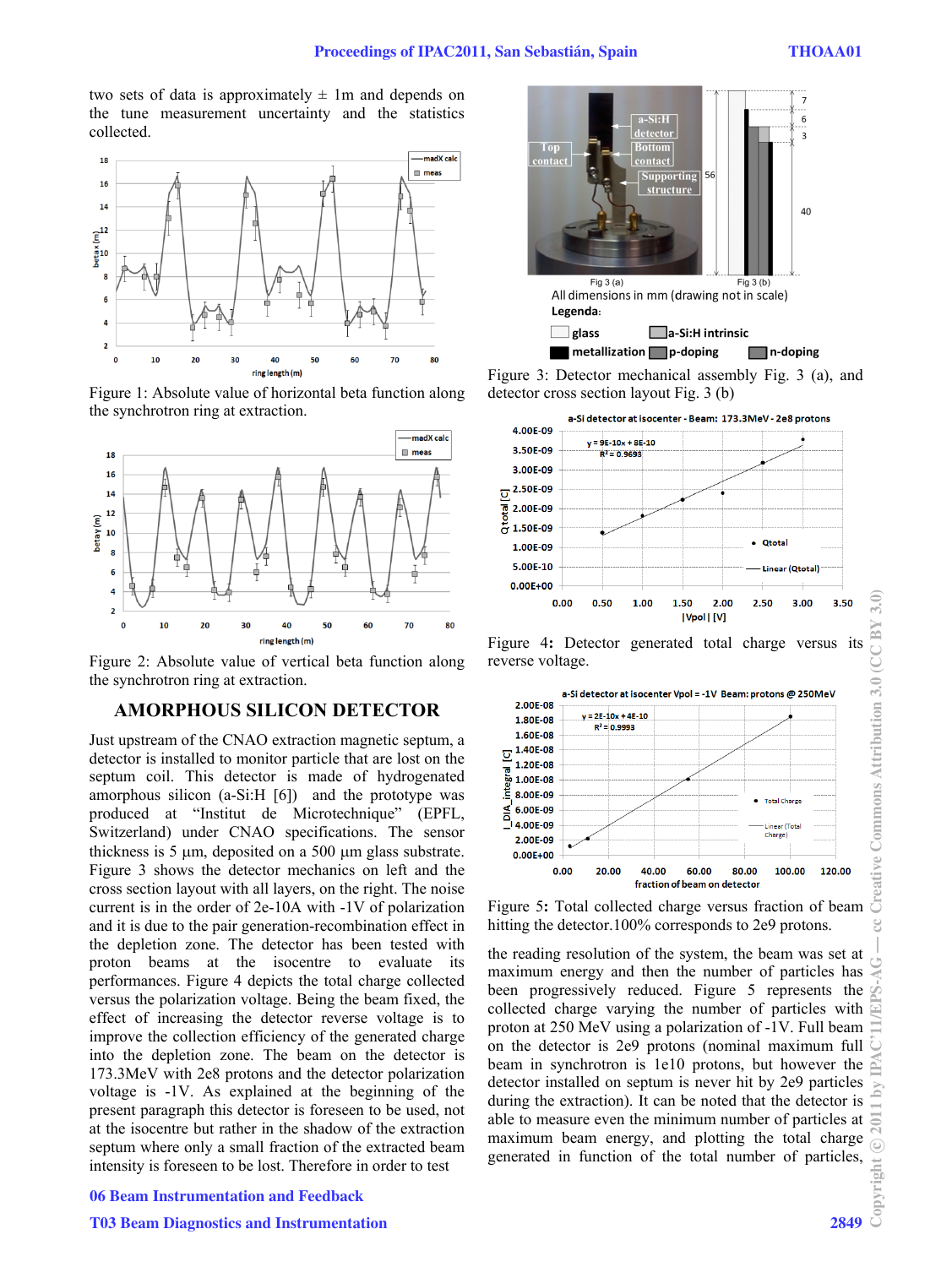two sets of data is approximately ± 1m and depends on the tune measurement uncertainty and the statistics collected.

Figure 1: Absolute value of horizontal beta function along the synchrotron ring at extraction.

Figure 2: Absolute value of vertical beta function along the synchrotron ring at extraction.

## AMORPHOUS SILICON DETECTOR

Just upstream of the CNAO extraction magnetic septum, a detector is installed to monitor particle that are lost on the septum coil. This detector is made of hydrogenated amorphous silicon (a-Si:H [6]) and the prototype was produced at "Institut de Microtechnique" (EPFL, Switzerland) under CNAO specifications. The sensor thickness is 5 µm, deposited on a 500 µm glass substrate. Figure 3 shows the detector mechanics on left and the cross section layout with all layers, on the right. The noise current is in the order of 2e-10A with -1V of polarization and it is due to the pair generation-recombination effect in the depletion zone. The detector has been tested with proton beams at the isocentre to evaluate its performances. Figure 4 depicts the total charge collected versus the polarization voltage. Being the beam fixed, the effect of increasing the detector reverse voltage is to improve the collection efficiency of the generated charge into the depletion zone. The beam on the detector is 173.3MeV with 2e8 protons and the detector polarization voltage is -1V. As explained at the beginning of the present paragraph this detector is foreseen to be used, not at the isocentre but rather in the shadow of the extraction septum where only a small fraction of the extracted beam intensity is foreseen to be lost. Therefore in order to test

All dimensions in mm (drawing not in scale)

Legenda: glass, a-Si:H intrinsic, metallization, p-doping, n-doping

Figure 3: Detector mechanical assembly Fig. 3 (a), and detector cross section layout Fig. 3 (b)

Figure 4: Detector generated total charge versus its reverse voltage.

Figure 5: Total collected charge versus fraction of beam hitting the detector.100% corresponds to 2e9 protons.

the reading resolution of the system, the beam was set at maximum energy and then the number of particles has been progressively reduced. Figure 5 represents the collected charge varying the number of particles with proton at 250 MeV using a polarization of -1V. Full beam on the detector is 2e9 protons (nominal maximum full beam in synchrotron is 1e10 protons, but however the detector installed on septum is never hit by 2e9 particles during the extraction). It can be noted that the detector is able to measure even the minimum number of particles at maximum beam energy, and plotting the total charge generated in function of the total number of particles,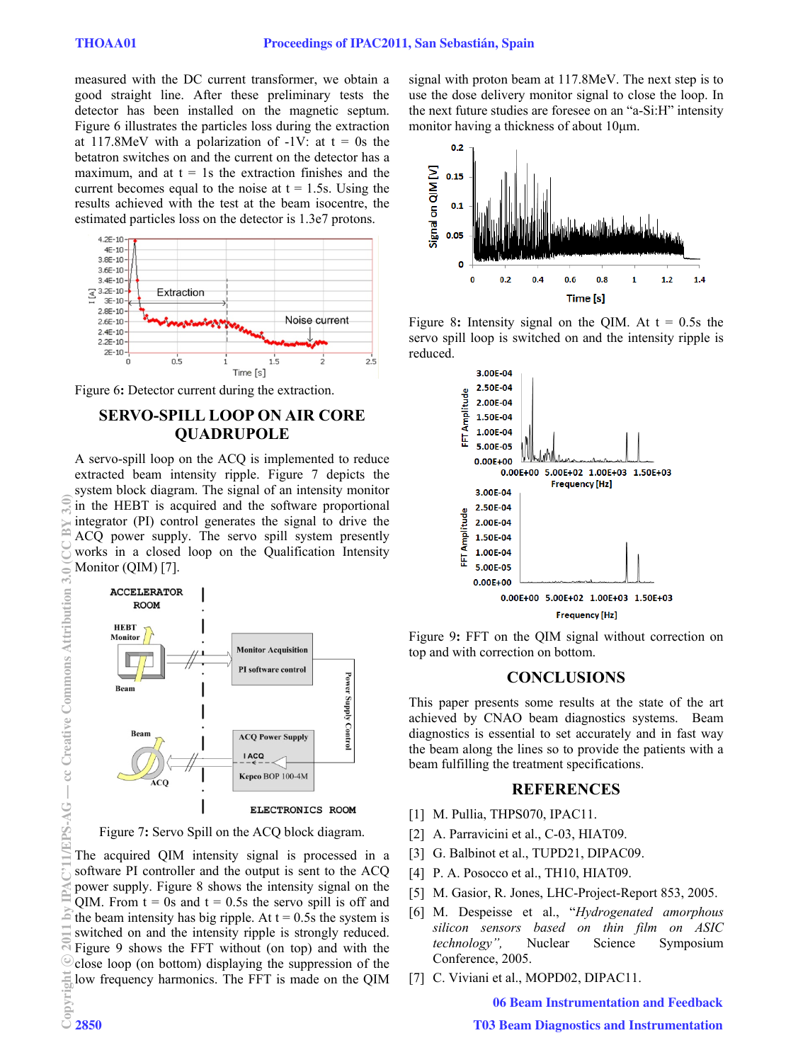measured with the DC current transformer, we obtain a good straight line. After these preliminary tests the detector has been installed on the magnetic septum. Figure 6 illustrates the particles loss during the extraction at 117.8MeV with a polarization of -1V: at t = 0s the betatron switches on and the current on the detector has a maximum, and at t = 1s the extraction finishes and the current becomes equal to the noise at t = 1.5s. Using the results achieved with the test at the beam isocentre, the estimated particles loss on the detector is 1.3e7 protons.

4.2E-10
4E-10
3.8E-10
3.6E-10
3.4E-10
3.2E-10
3E-10
2.8E-10
2.6E-10
2.4E-10
2.2E-10
2E-10
I [A]
Extraction
Noise current
0
0.5
1
1.5
2
2.5
Time [s]

Figure 6: Detector current during the extraction.

## SERVO-SPILL LOOP ON AIR CORE QUADRUPOLE

A servo-spill loop on the ACQ is implemented to reduce extracted beam intensity ripple. Figure 7 depicts the system block diagram. The signal of an intensity monitor in the HEBT is acquired and the software proportional integrator (PI) control generates the signal to drive the ACQ power supply. The servo spill system presently works in a closed loop on the Qualification Intensity Monitor (QIM) [7].

ACCELERATOR ROOM
HEBT Monitor
Beam
Monitor Acquisition
PI software control
Power Supply Control
Beam
ACQ
ACQ Power Supply
I ACQ
Kepco BOP 100-4M
ELECTRONICS ROOM

Figure 7: Servo Spill on the ACQ block diagram.

The acquired QIM intensity signal is processed in a software PI controller and the output is sent to the ACQ power supply. Figure 8 shows the intensity signal on the QIM. From t = 0s and t = 0.5s the servo spill is off and the beam intensity has big ripple. At t = 0.5s the system is switched on and the intensity ripple is strongly reduced. Figure 9 shows the FFT without (on top) and with the close loop (on bottom) displaying the suppression of the low frequency harmonics. The FFT is made on the QIM signal with proton beam at 117.8MeV. The next step is to use the dose delivery monitor signal to close the loop. In the next future studies are foresee on an "a-Si:H" intensity monitor having a thickness of about 10μm.

0.2
0.15
0.1
0.05
0
Signal on QIM [V]
0
0.2
0.4
0.6
0.8
1
1.2
1.4
Time [s]

Figure 8: Intensity signal on the QIM. At t = 0.5s the servo spill loop is switched on and the intensity ripple is reduced.

3.00E-04
2.50E-04
2.00E-04
1.50E-04
1.00E-04
5.00E-05
0.00E+00
FFT Amplitude
0.00E+00 5.00E+02 1.00E+03 1.50E+03
Frequency [Hz]

3.00E-04
2.50E-04
2.00E-04
1.50E-04
1.00E-04
5.00E-05
0.00E+00
FFT Amplitude
0.00E+00 5.00E+02 1.00E+03 1.50E+03
Frequency [Hz]

Figure 9: FFT on the QIM signal without correction on top and with correction on bottom.

## CONCLUSIONS

This paper presents some results at the state of the art achieved by CNAO beam diagnostics systems. Beam diagnostics is essential to set accurately and in fast way the beam along the lines so to provide the patients with a beam fulfilling the treatment specifications.

## REFERENCES

[1] M. Pullia, THPS070, IPAC11.

[2] A. Parravicini et al., C-03, HIAT09.

[3] G. Balbinot et al., TUPD21, DIPAC09.

[4] P. A. Posocco et al., TH10, HIAT09.

[5] M. Gasior, R. Jones, LHC-Project-Report 853, 2005.

[6] M. Despeisse et al., *"Hydrogenated amorphous silicon sensors based on thin film on ASIC technology"*, Nuclear Science Symposium Conference, 2005.

[7] C. Viviani et al., MOPD02, DIPAC11.